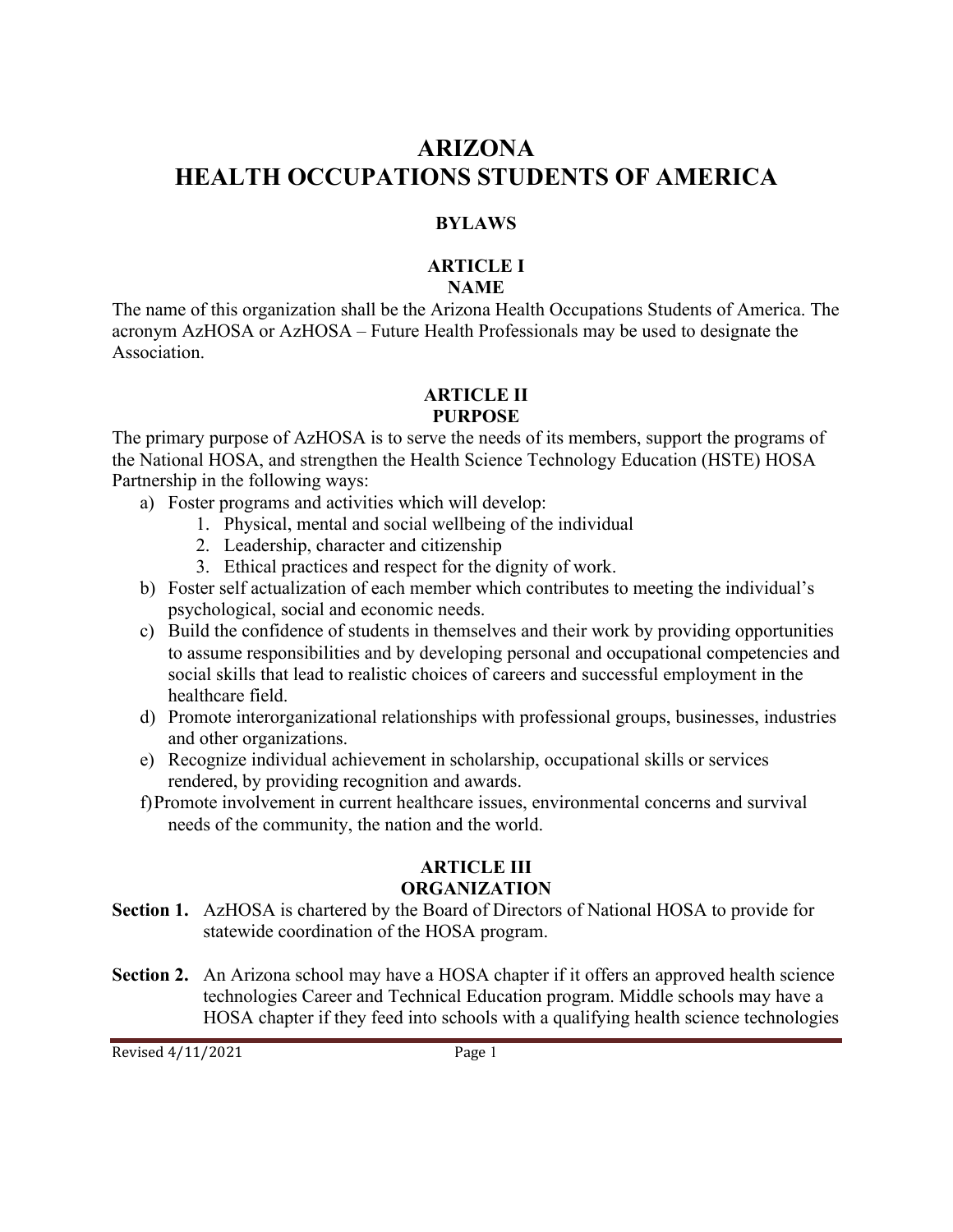# ARIZONA
# HEALTH OCCUPATIONS STUDENTS OF AMERICA

## BYLAWS

### ARTICLE I
### NAME

The name of this organization shall be the Arizona Health Occupations Students of America. The acronym AzHOSA or AzHOSA – Future Health Professionals may be used to designate the Association.

### ARTICLE II
### PURPOSE

The primary purpose of AzHOSA is to serve the needs of its members, support the programs of the National HOSA, and strengthen the Health Science Technology Education (HSTE) HOSA Partnership in the following ways:

a) Foster programs and activities which will develop:
   1. Physical, mental and social wellbeing of the individual
   2. Leadership, character and citizenship
   3. Ethical practices and respect for the dignity of work.

b) Foster self actualization of each member which contributes to meeting the individual's psychological, social and economic needs.

c) Build the confidence of students in themselves and their work by providing opportunities to assume responsibilities and by developing personal and occupational competencies and social skills that lead to realistic choices of careers and successful employment in the healthcare field.

d) Promote interorganizational relationships with professional groups, businesses, industries and other organizations.

e) Recognize individual achievement in scholarship, occupational skills or services rendered, by providing recognition and awards.

f) Promote involvement in current healthcare issues, environmental concerns and survival needs of the community, the nation and the world.

### ARTICLE III
### ORGANIZATION

**Section 1.** AzHOSA is chartered by the Board of Directors of National HOSA to provide for statewide coordination of the HOSA program.

**Section 2.** An Arizona school may have a HOSA chapter if it offers an approved health science technologies Career and Technical Education program. Middle schools may have a HOSA chapter if they feed into schools with a qualifying health science technologies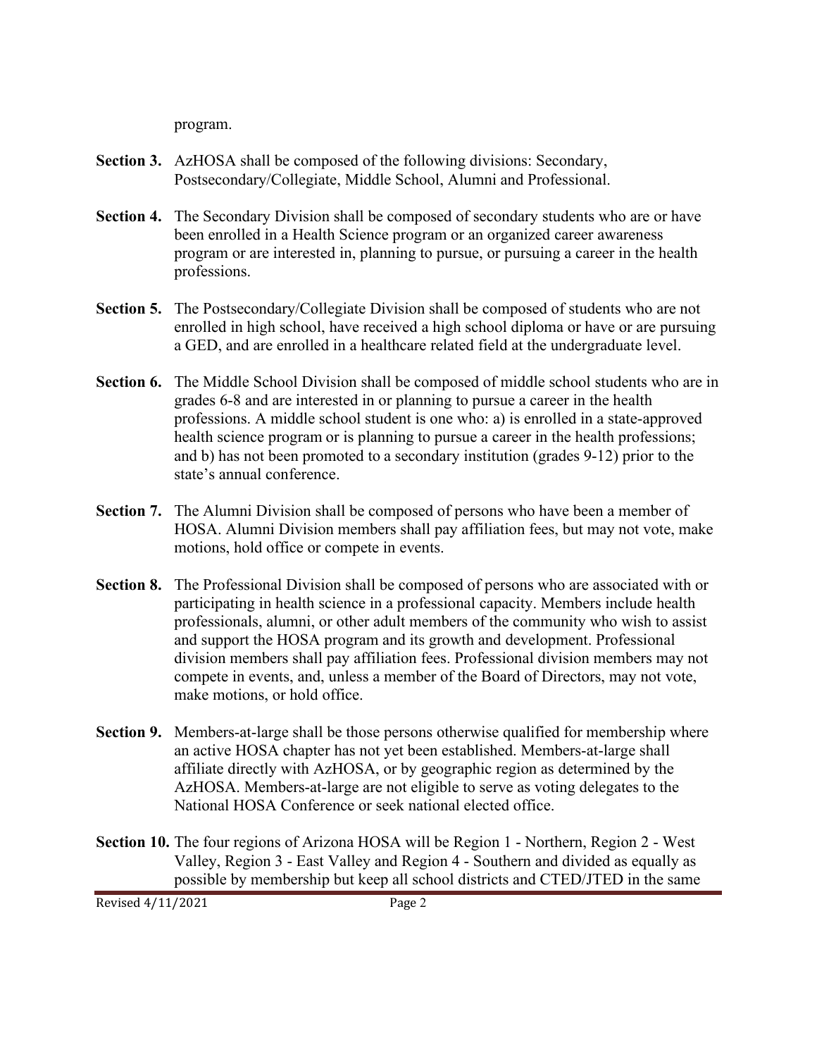program.

**Section 3.** AzHOSA shall be composed of the following divisions: Secondary, Postsecondary/Collegiate, Middle School, Alumni and Professional.

**Section 4.** The Secondary Division shall be composed of secondary students who are or have been enrolled in a Health Science program or an organized career awareness program or are interested in, planning to pursue, or pursuing a career in the health professions.

**Section 5.** The Postsecondary/Collegiate Division shall be composed of students who are not enrolled in high school, have received a high school diploma or have or are pursuing a GED, and are enrolled in a healthcare related field at the undergraduate level.

**Section 6.** The Middle School Division shall be composed of middle school students who are in grades 6-8 and are interested in or planning to pursue a career in the health professions. A middle school student is one who: a) is enrolled in a state-approved health science program or is planning to pursue a career in the health professions; and b) has not been promoted to a secondary institution (grades 9-12) prior to the state's annual conference.

**Section 7.** The Alumni Division shall be composed of persons who have been a member of HOSA. Alumni Division members shall pay affiliation fees, but may not vote, make motions, hold office or compete in events.

**Section 8.** The Professional Division shall be composed of persons who are associated with or participating in health science in a professional capacity. Members include health professionals, alumni, or other adult members of the community who wish to assist and support the HOSA program and its growth and development. Professional division members shall pay affiliation fees. Professional division members may not compete in events, and, unless a member of the Board of Directors, may not vote, make motions, or hold office.

**Section 9.** Members-at-large shall be those persons otherwise qualified for membership where an active HOSA chapter has not yet been established. Members-at-large shall affiliate directly with AzHOSA, or by geographic region as determined by the AzHOSA. Members-at-large are not eligible to serve as voting delegates to the National HOSA Conference or seek national elected office.

**Section 10.** The four regions of Arizona HOSA will be Region 1 - Northern, Region 2 - West Valley, Region 3 - East Valley and Region 4 - Southern and divided as equally as possible by membership but keep all school districts and CTED/JTED in the same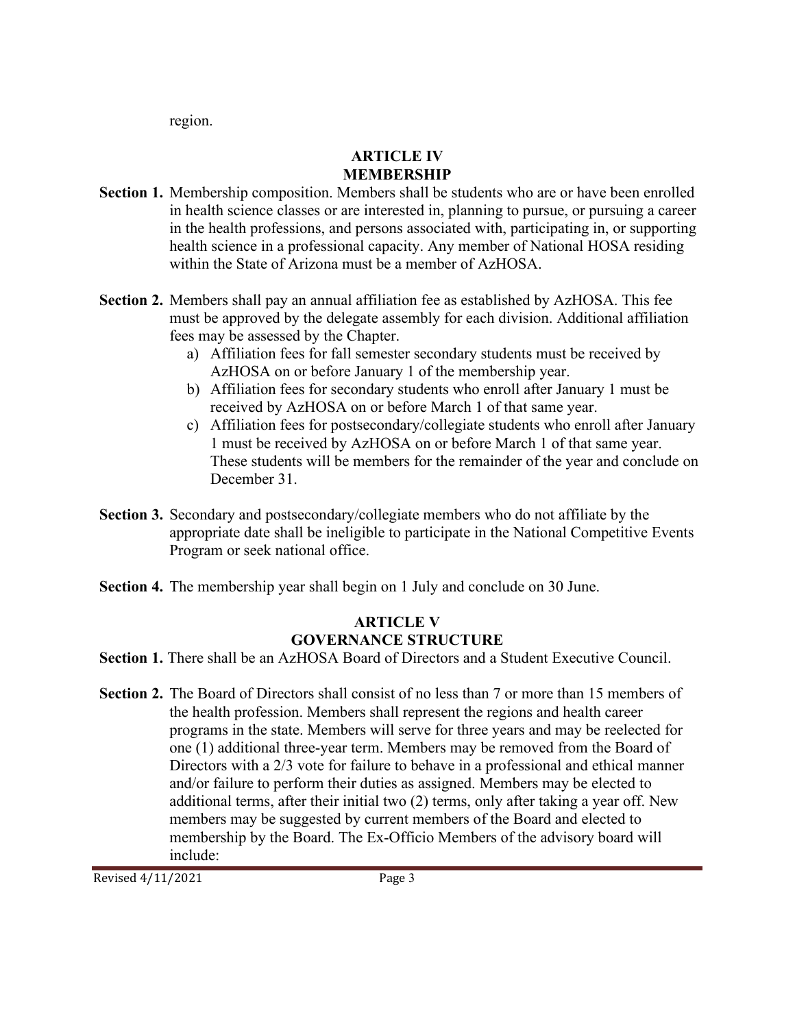region.

## ARTICLE IV
## MEMBERSHIP

**Section 1.** Membership composition. Members shall be students who are or have been enrolled in health science classes or are interested in, planning to pursue, or pursuing a career in the health professions, and persons associated with, participating in, or supporting health science in a professional capacity. Any member of National HOSA residing within the State of Arizona must be a member of AzHOSA.

**Section 2.** Members shall pay an annual affiliation fee as established by AzHOSA. This fee must be approved by the delegate assembly for each division. Additional affiliation fees may be assessed by the Chapter.

a) Affiliation fees for fall semester secondary students must be received by AzHOSA on or before January 1 of the membership year.
b) Affiliation fees for secondary students who enroll after January 1 must be received by AzHOSA on or before March 1 of that same year.
c) Affiliation fees for postsecondary/collegiate students who enroll after January 1 must be received by AzHOSA on or before March 1 of that same year. These students will be members for the remainder of the year and conclude on December 31.

**Section 3.** Secondary and postsecondary/collegiate members who do not affiliate by the appropriate date shall be ineligible to participate in the National Competitive Events Program or seek national office.

**Section 4.** The membership year shall begin on 1 July and conclude on 30 June.

## ARTICLE V
## GOVERNANCE STRUCTURE

**Section 1.** There shall be an AzHOSA Board of Directors and a Student Executive Council.

**Section 2.** The Board of Directors shall consist of no less than 7 or more than 15 members of the health profession. Members shall represent the regions and health career programs in the state. Members will serve for three years and may be reelected for one (1) additional three-year term. Members may be removed from the Board of Directors with a 2/3 vote for failure to behave in a professional and ethical manner and/or failure to perform their duties as assigned. Members may be elected to additional terms, after their initial two (2) terms, only after taking a year off. New members may be suggested by current members of the Board and elected to membership by the Board. The Ex-Officio Members of the advisory board will include: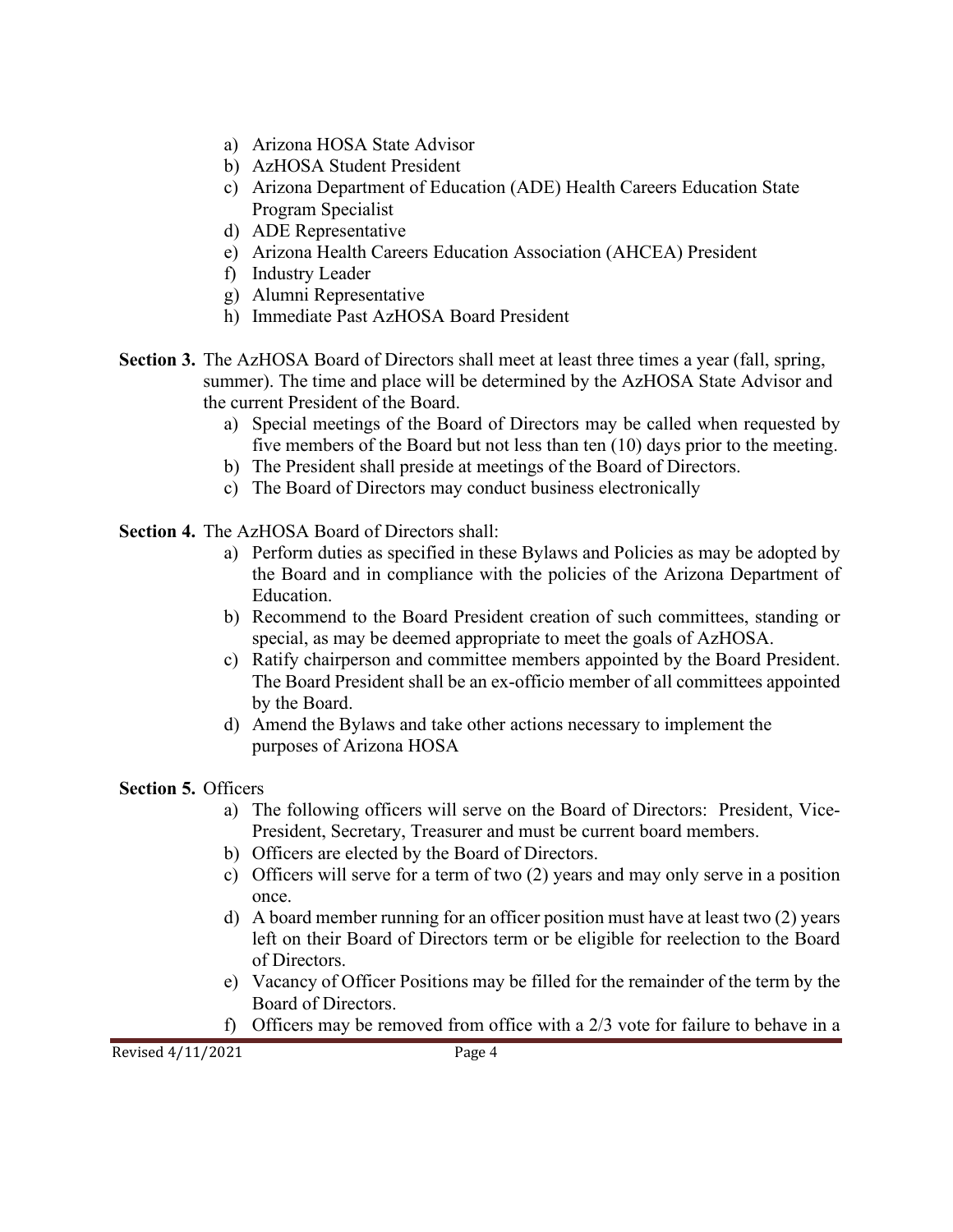a) Arizona HOSA State Advisor
b) AzHOSA Student President
c) Arizona Department of Education (ADE) Health Careers Education State Program Specialist
d) ADE Representative
e) Arizona Health Careers Education Association (AHCEA) President
f) Industry Leader
g) Alumni Representative
h) Immediate Past AzHOSA Board President

**Section 3.** The AzHOSA Board of Directors shall meet at least three times a year (fall, spring, summer). The time and place will be determined by the AzHOSA State Advisor and the current President of the Board.

a) Special meetings of the Board of Directors may be called when requested by five members of the Board but not less than ten (10) days prior to the meeting.
b) The President shall preside at meetings of the Board of Directors.
c) The Board of Directors may conduct business electronically

**Section 4.** The AzHOSA Board of Directors shall:

a) Perform duties as specified in these Bylaws and Policies as may be adopted by the Board and in compliance with the policies of the Arizona Department of Education.
b) Recommend to the Board President creation of such committees, standing or special, as may be deemed appropriate to meet the goals of AzHOSA.
c) Ratify chairperson and committee members appointed by the Board President. The Board President shall be an ex-officio member of all committees appointed by the Board.
d) Amend the Bylaws and take other actions necessary to implement the purposes of Arizona HOSA

**Section 5.** Officers

a) The following officers will serve on the Board of Directors: President, Vice-President, Secretary, Treasurer and must be current board members.
b) Officers are elected by the Board of Directors.
c) Officers will serve for a term of two (2) years and may only serve in a position once.
d) A board member running for an officer position must have at least two (2) years left on their Board of Directors term or be eligible for reelection to the Board of Directors.
e) Vacancy of Officer Positions may be filled for the remainder of the term by the Board of Directors.
f) Officers may be removed from office with a 2/3 vote for failure to behave in a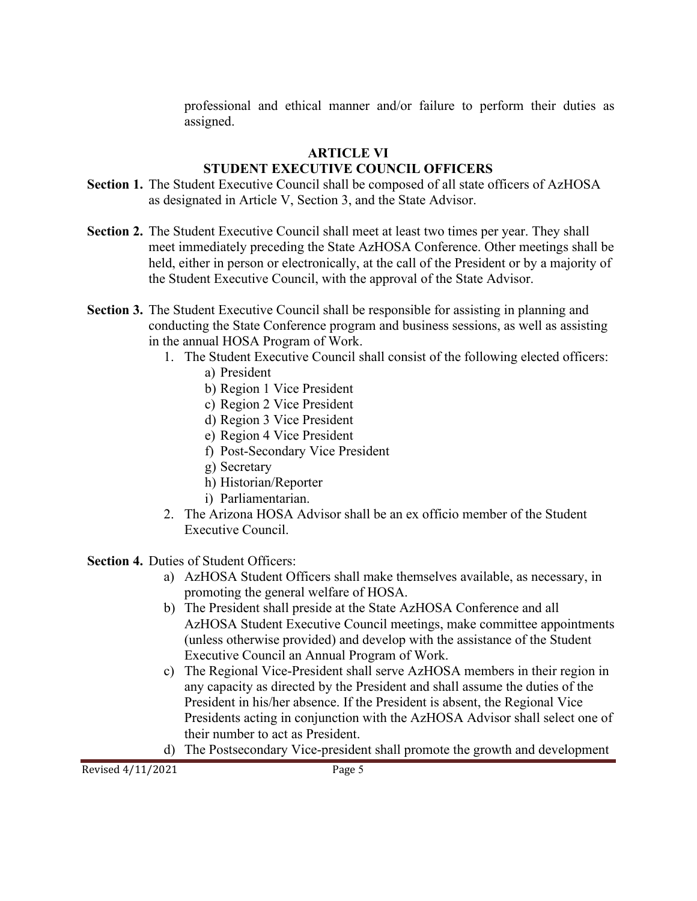professional and ethical manner and/or failure to perform their duties as assigned.

## ARTICLE VI
## STUDENT EXECUTIVE COUNCIL OFFICERS

**Section 1.** The Student Executive Council shall be composed of all state officers of AzHOSA as designated in Article V, Section 3, and the State Advisor.

**Section 2.** The Student Executive Council shall meet at least two times per year. They shall meet immediately preceding the State AzHOSA Conference. Other meetings shall be held, either in person or electronically, at the call of the President or by a majority of the Student Executive Council, with the approval of the State Advisor.

**Section 3.** The Student Executive Council shall be responsible for assisting in planning and conducting the State Conference program and business sessions, as well as assisting in the annual HOSA Program of Work.

1. The Student Executive Council shall consist of the following elected officers:
   a) President
   b) Region 1 Vice President
   c) Region 2 Vice President
   d) Region 3 Vice President
   e) Region 4 Vice President
   f) Post-Secondary Vice President
   g) Secretary
   h) Historian/Reporter
   i) Parliamentarian.
2. The Arizona HOSA Advisor shall be an ex officio member of the Student Executive Council.

**Section 4.** Duties of Student Officers:

a) AzHOSA Student Officers shall make themselves available, as necessary, in promoting the general welfare of HOSA.

b) The President shall preside at the State AzHOSA Conference and all AzHOSA Student Executive Council meetings, make committee appointments (unless otherwise provided) and develop with the assistance of the Student Executive Council an Annual Program of Work.

c) The Regional Vice-President shall serve AzHOSA members in their region in any capacity as directed by the President and shall assume the duties of the President in his/her absence. If the President is absent, the Regional Vice Presidents acting in conjunction with the AzHOSA Advisor shall select one of their number to act as President.

d) The Postsecondary Vice-president shall promote the growth and development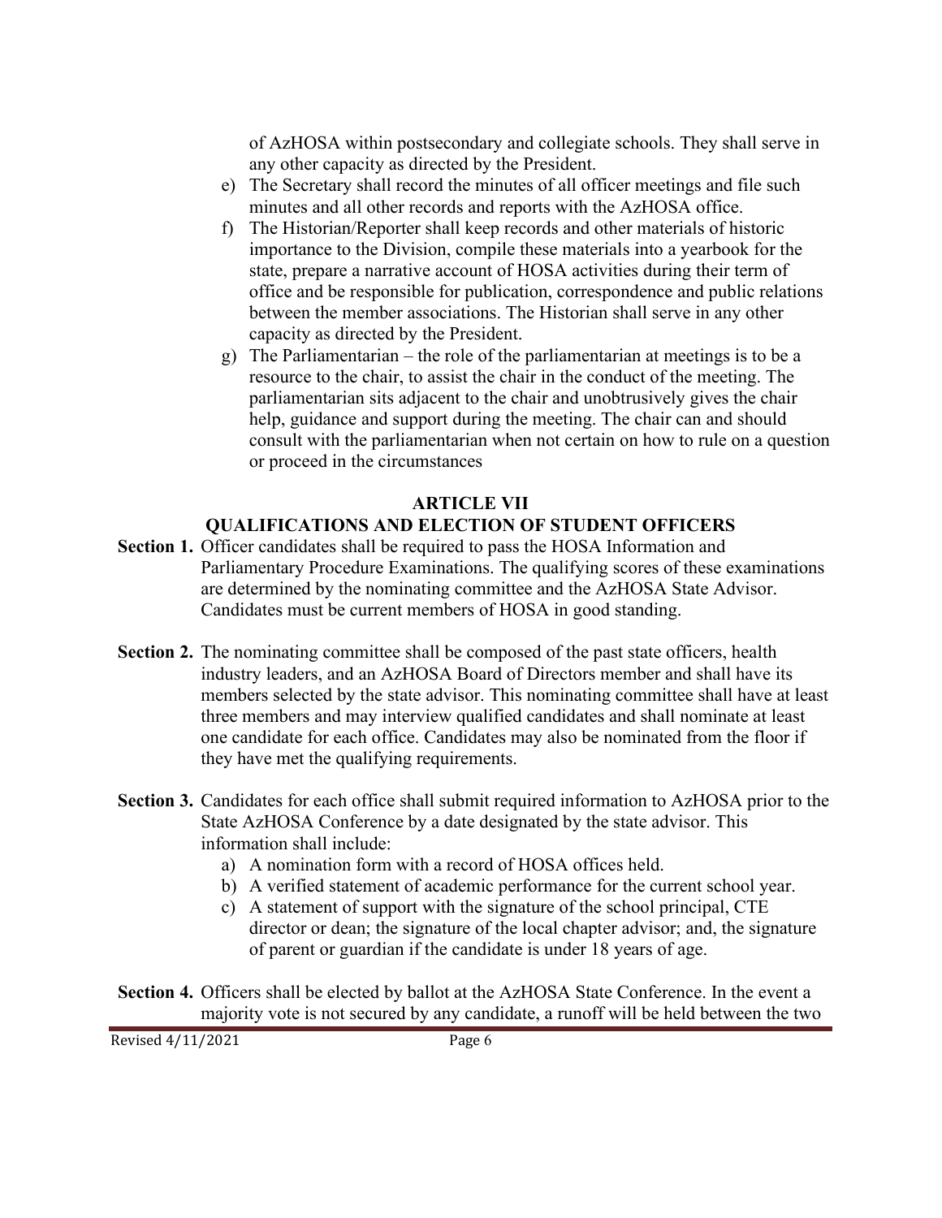of AzHOSA within postsecondary and collegiate schools. They shall serve in any other capacity as directed by the President.

e) The Secretary shall record the minutes of all officer meetings and file such minutes and all other records and reports with the AzHOSA office.

f) The Historian/Reporter shall keep records and other materials of historic importance to the Division, compile these materials into a yearbook for the state, prepare a narrative account of HOSA activities during their term of office and be responsible for publication, correspondence and public relations between the member associations. The Historian shall serve in any other capacity as directed by the President.

g) The Parliamentarian – the role of the parliamentarian at meetings is to be a resource to the chair, to assist the chair in the conduct of the meeting. The parliamentarian sits adjacent to the chair and unobtrusively gives the chair help, guidance and support during the meeting. The chair can and should consult with the parliamentarian when not certain on how to rule on a question or proceed in the circumstances

## ARTICLE VII
## QUALIFICATIONS AND ELECTION OF STUDENT OFFICERS

**Section 1.** Officer candidates shall be required to pass the HOSA Information and Parliamentary Procedure Examinations. The qualifying scores of these examinations are determined by the nominating committee and the AzHOSA State Advisor. Candidates must be current members of HOSA in good standing.

**Section 2.** The nominating committee shall be composed of the past state officers, health industry leaders, and an AzHOSA Board of Directors member and shall have its members selected by the state advisor. This nominating committee shall have at least three members and may interview qualified candidates and shall nominate at least one candidate for each office. Candidates may also be nominated from the floor if they have met the qualifying requirements.

**Section 3.** Candidates for each office shall submit required information to AzHOSA prior to the State AzHOSA Conference by a date designated by the state advisor. This information shall include:

a) A nomination form with a record of HOSA offices held.
b) A verified statement of academic performance for the current school year.
c) A statement of support with the signature of the school principal, CTE director or dean; the signature of the local chapter advisor; and, the signature of parent or guardian if the candidate is under 18 years of age.

**Section 4.** Officers shall be elected by ballot at the AzHOSA State Conference. In the event a majority vote is not secured by any candidate, a runoff will be held between the two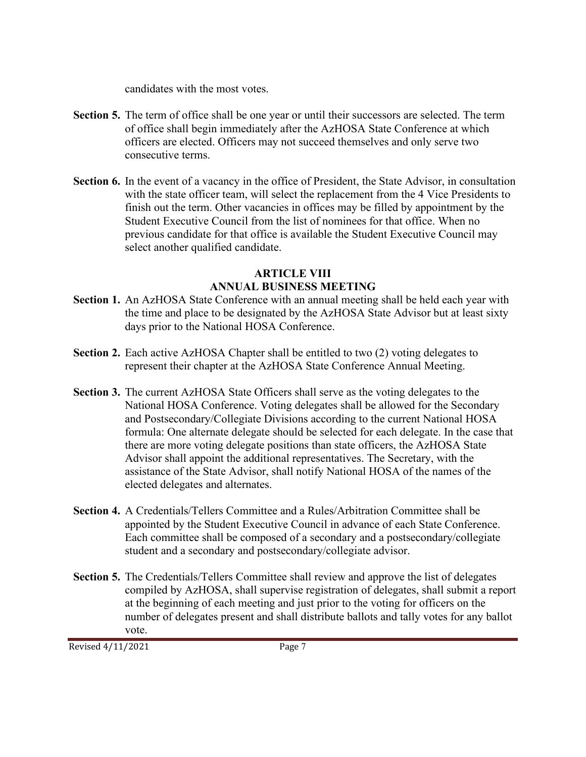candidates with the most votes.

**Section 5.** The term of office shall be one year or until their successors are selected. The term of office shall begin immediately after the AzHOSA State Conference at which officers are elected. Officers may not succeed themselves and only serve two consecutive terms.

**Section 6.** In the event of a vacancy in the office of President, the State Advisor, in consultation with the state officer team, will select the replacement from the 4 Vice Presidents to finish out the term. Other vacancies in offices may be filled by appointment by the Student Executive Council from the list of nominees for that office. When no previous candidate for that office is available the Student Executive Council may select another qualified candidate.

## ARTICLE VIII
## ANNUAL BUSINESS MEETING

**Section 1.** An AzHOSA State Conference with an annual meeting shall be held each year with the time and place to be designated by the AzHOSA State Advisor but at least sixty days prior to the National HOSA Conference.

**Section 2.** Each active AzHOSA Chapter shall be entitled to two (2) voting delegates to represent their chapter at the AzHOSA State Conference Annual Meeting.

**Section 3.** The current AzHOSA State Officers shall serve as the voting delegates to the National HOSA Conference. Voting delegates shall be allowed for the Secondary and Postsecondary/Collegiate Divisions according to the current National HOSA formula: One alternate delegate should be selected for each delegate. In the case that there are more voting delegate positions than state officers, the AzHOSA State Advisor shall appoint the additional representatives. The Secretary, with the assistance of the State Advisor, shall notify National HOSA of the names of the elected delegates and alternates.

**Section 4.** A Credentials/Tellers Committee and a Rules/Arbitration Committee shall be appointed by the Student Executive Council in advance of each State Conference. Each committee shall be composed of a secondary and a postsecondary/collegiate student and a secondary and postsecondary/collegiate advisor.

**Section 5.** The Credentials/Tellers Committee shall review and approve the list of delegates compiled by AzHOSA, shall supervise registration of delegates, shall submit a report at the beginning of each meeting and just prior to the voting for officers on the number of delegates present and shall distribute ballots and tally votes for any ballot vote.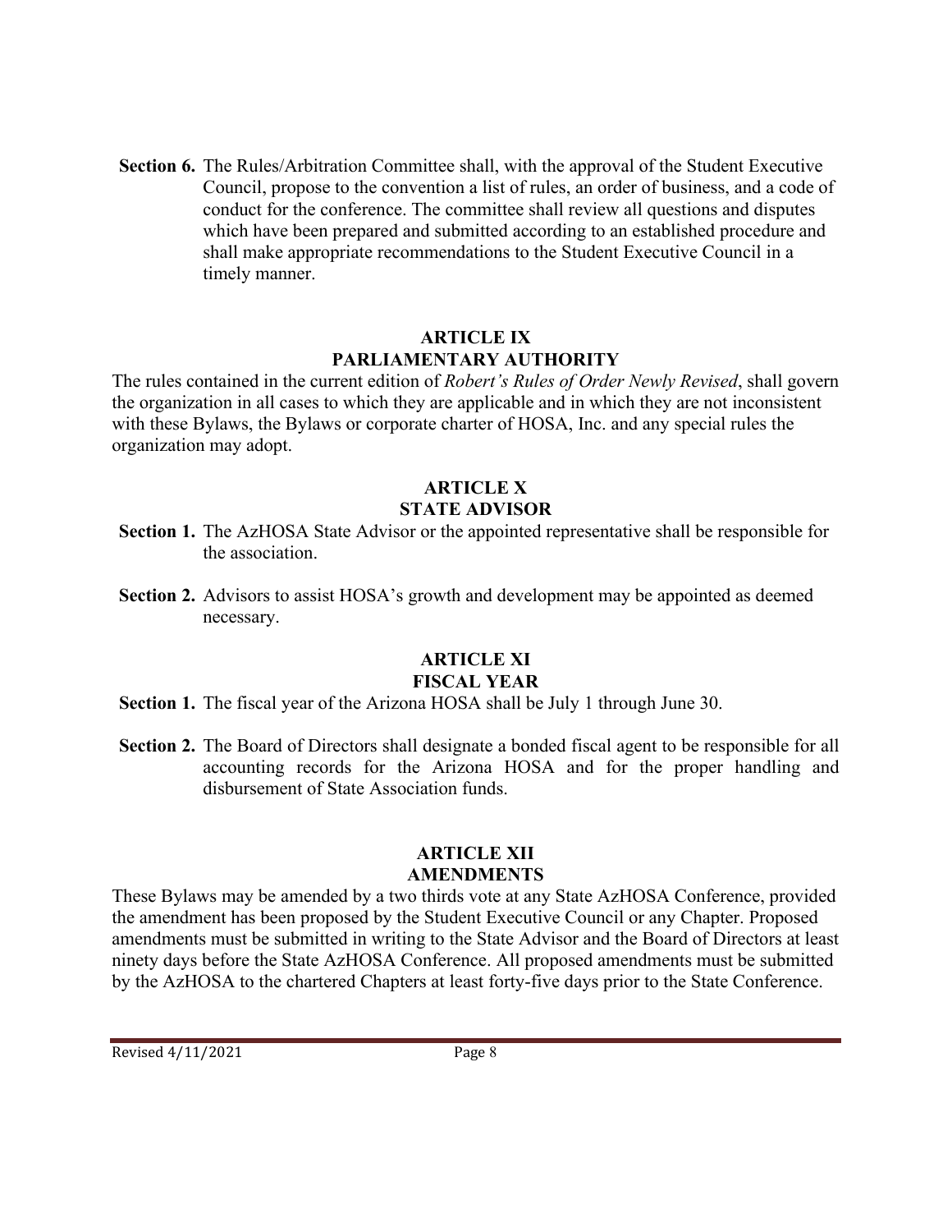**Section 6.** The Rules/Arbitration Committee shall, with the approval of the Student Executive Council, propose to the convention a list of rules, an order of business, and a code of conduct for the conference. The committee shall review all questions and disputes which have been prepared and submitted according to an established procedure and shall make appropriate recommendations to the Student Executive Council in a timely manner.

## ARTICLE IX
## PARLIAMENTARY AUTHORITY

The rules contained in the current edition of *Robert's Rules of Order Newly Revised*, shall govern the organization in all cases to which they are applicable and in which they are not inconsistent with these Bylaws, the Bylaws or corporate charter of HOSA, Inc. and any special rules the organization may adopt.

## ARTICLE X
## STATE ADVISOR

**Section 1.** The AzHOSA State Advisor or the appointed representative shall be responsible for the association.

**Section 2.** Advisors to assist HOSA's growth and development may be appointed as deemed necessary.

## ARTICLE XI
## FISCAL YEAR

**Section 1.** The fiscal year of the Arizona HOSA shall be July 1 through June 30.

**Section 2.** The Board of Directors shall designate a bonded fiscal agent to be responsible for all accounting records for the Arizona HOSA and for the proper handling and disbursement of State Association funds.

## ARTICLE XII
## AMENDMENTS

These Bylaws may be amended by a two thirds vote at any State AzHOSA Conference, provided the amendment has been proposed by the Student Executive Council or any Chapter. Proposed amendments must be submitted in writing to the State Advisor and the Board of Directors at least ninety days before the State AzHOSA Conference. All proposed amendments must be submitted by the AzHOSA to the chartered Chapters at least forty-five days prior to the State Conference.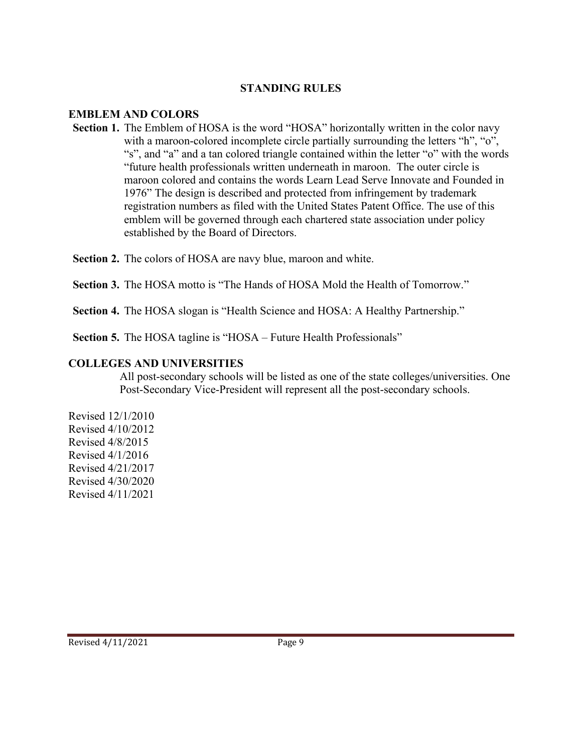## STANDING RULES

### EMBLEM AND COLORS

**Section 1.** The Emblem of HOSA is the word "HOSA" horizontally written in the color navy with a maroon-colored incomplete circle partially surrounding the letters "h", "o", "s", and "a" and a tan colored triangle contained within the letter "o" with the words "future health professionals written underneath in maroon. The outer circle is maroon colored and contains the words Learn Lead Serve Innovate and Founded in 1976" The design is described and protected from infringement by trademark registration numbers as filed with the United States Patent Office. The use of this emblem will be governed through each chartered state association under policy established by the Board of Directors.

**Section 2.** The colors of HOSA are navy blue, maroon and white.

**Section 3.** The HOSA motto is "The Hands of HOSA Mold the Health of Tomorrow."

**Section 4.** The HOSA slogan is "Health Science and HOSA: A Healthy Partnership."

**Section 5.** The HOSA tagline is "HOSA – Future Health Professionals"

### COLLEGES AND UNIVERSITIES

All post-secondary schools will be listed as one of the state colleges/universities. One Post-Secondary Vice-President will represent all the post-secondary schools.

Revised 12/1/2010
Revised 4/10/2012
Revised 4/8/2015
Revised 4/1/2016
Revised 4/21/2017
Revised 4/30/2020
Revised 4/11/2021